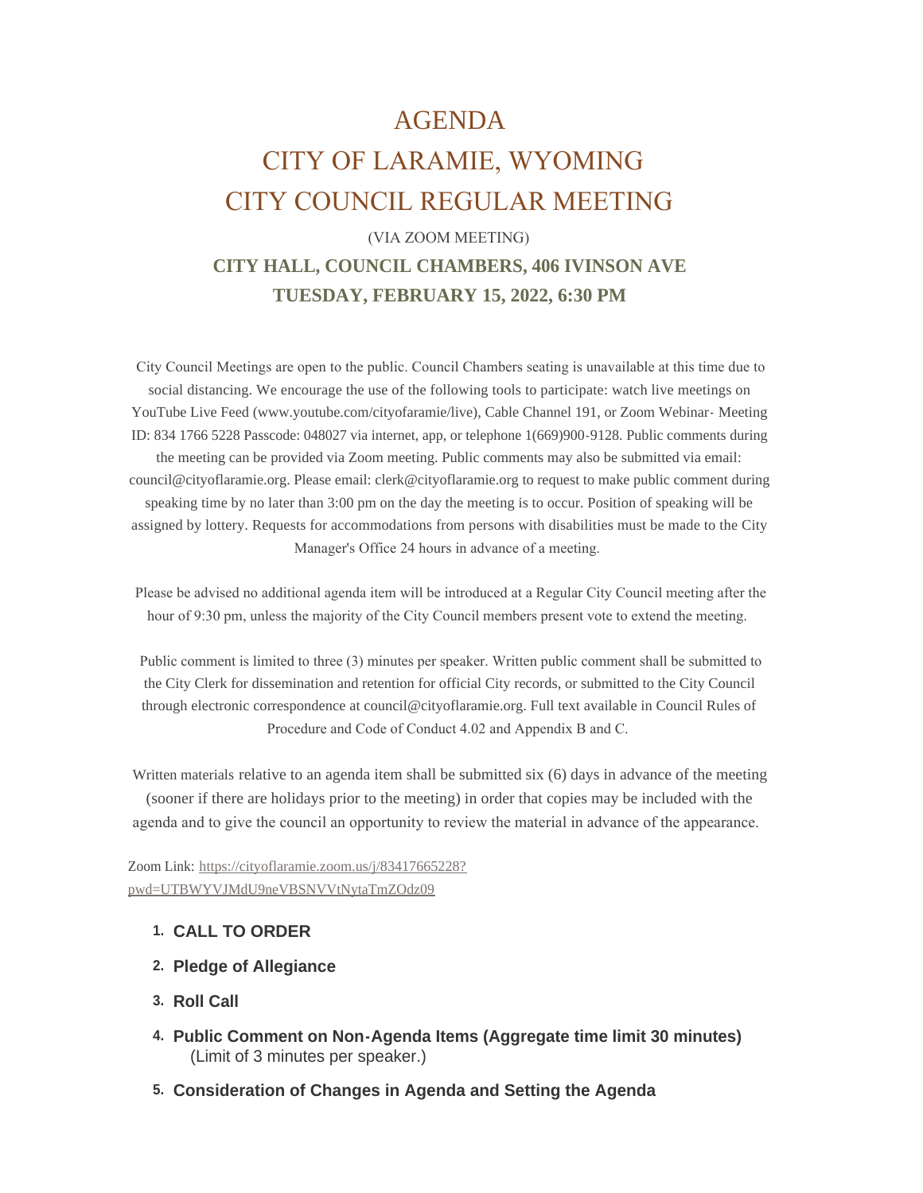# AGENDA

# CITY OF LARAMIE, WYOMING

# CITY COUNCIL REGULAR MEETING

(VIA ZOOM MEETING)

**CITY HALL, COUNCIL CHAMBERS, 406 IVINSON AVE**

**TUESDAY, FEBRUARY 15, 2022, 6:30 PM**

City Council Meetings are open to the public. Council Chambers seating is unavailable at this time due to social distancing. We encourage the use of the following tools to participate: watch live meetings on YouTube Live Feed (www.youtube.com/cityofaramie/live), Cable Channel 191, or Zoom Webinar- Meeting ID: 834 1766 5228 Passcode: 048027 via internet, app, or telephone 1(669)900-9128. Public comments during the meeting can be provided via Zoom meeting. Public comments may also be submitted via email: council@cityoflaramie.org. Please email: clerk@cityoflaramie.org to request to make public comment during speaking time by no later than 3:00 pm on the day the meeting is to occur. Position of speaking will be assigned by lottery. Requests for accommodations from persons with disabilities must be made to the City Manager's Office 24 hours in advance of a meeting.

Please be advised no additional agenda item will be introduced at a Regular City Council meeting after the hour of 9:30 pm, unless the majority of the City Council members present vote to extend the meeting.

Public comment is limited to three (3) minutes per speaker. Written public comment shall be submitted to the City Clerk for dissemination and retention for official City records, or submitted to the City Council through electronic correspondence at council@cityoflaramie.org. Full text available in Council Rules of Procedure and Code of Conduct 4.02 and Appendix B and C.

Written materials relative to an agenda item shall be submitted six (6) days in advance of the meeting (sooner if there are holidays prior to the meeting) in order that copies may be included with the agenda and to give the council an opportunity to review the material in advance of the appearance.

Zoom Link: [https://cityoflaramie.zoom.us/j/83417665228?pwd=UTBWYVJMdU9neVBSNVVtNytaTmZOdz09](https://cityoflaramie.zoom.us/j/83417665228?pwd=UTBWYVJMdU9neVBSNVVtNytaTmZOdz09)

1. **CALL TO ORDER**
2. **Pledge of Allegiance**
3. **Roll Call**
4. **Public Comment on Non-Agenda Items (Aggregate time limit 30 minutes)**
   (Limit of 3 minutes per speaker.)
5. **Consideration of Changes in Agenda and Setting the Agenda**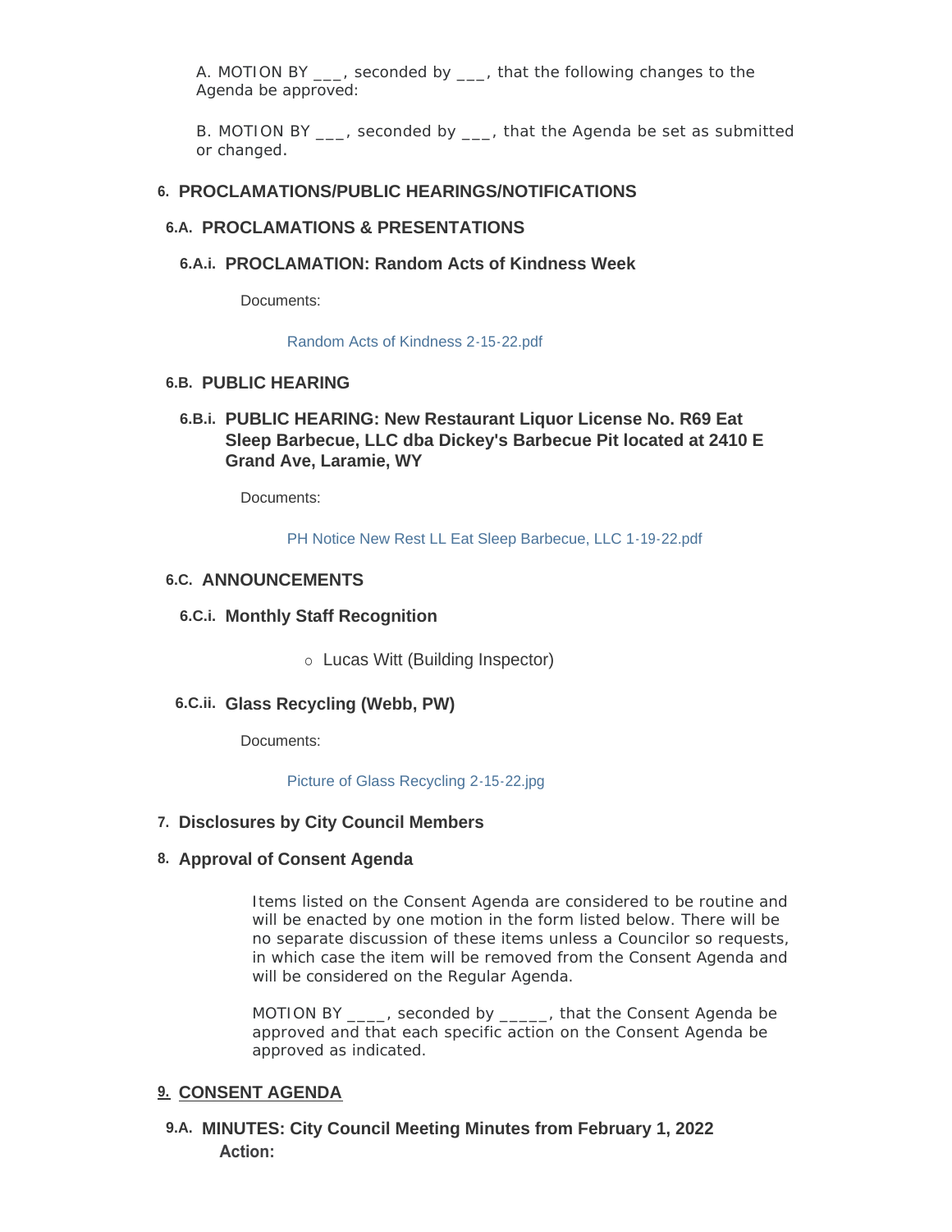A. MOTION BY ___, seconded by ___, that the following changes to the Agenda be approved:

B. MOTION BY ___, seconded by ___, that the Agenda be set as submitted or changed.

## 6. PROCLAMATIONS/PUBLIC HEARINGS/NOTIFICATIONS

### 6.A. PROCLAMATIONS & PRESENTATIONS

#### 6.A.i. PROCLAMATION: Random Acts of Kindness Week

Documents:

Random Acts of Kindness 2-15-22.pdf

### 6.B. PUBLIC HEARING

#### 6.B.i. PUBLIC HEARING: New Restaurant Liquor License No. R69 Eat Sleep Barbecue, LLC dba Dickey's Barbecue Pit located at 2410 E Grand Ave, Laramie, WY

Documents:

PH Notice New Rest LL Eat Sleep Barbecue, LLC 1-19-22.pdf

### 6.C. ANNOUNCEMENTS

#### 6.C.i. Monthly Staff Recognition

- Lucas Witt (Building Inspector)

#### 6.C.ii. Glass Recycling (Webb, PW)

Documents:

Picture of Glass Recycling 2-15-22.jpg

## 7. Disclosures by City Council Members

## 8. Approval of Consent Agenda

Items listed on the Consent Agenda are considered to be routine and will be enacted by one motion in the form listed below. There will be no separate discussion of these items unless a Councilor so requests, in which case the item will be removed from the Consent Agenda and will be considered on the Regular Agenda.

MOTION BY ____, seconded by _____, that the Consent Agenda be approved and that each specific action on the Consent Agenda be approved as indicated.

## 9. CONSENT AGENDA

### 9.A. MINUTES: City Council Meeting Minutes from February 1, 2022

**Action:**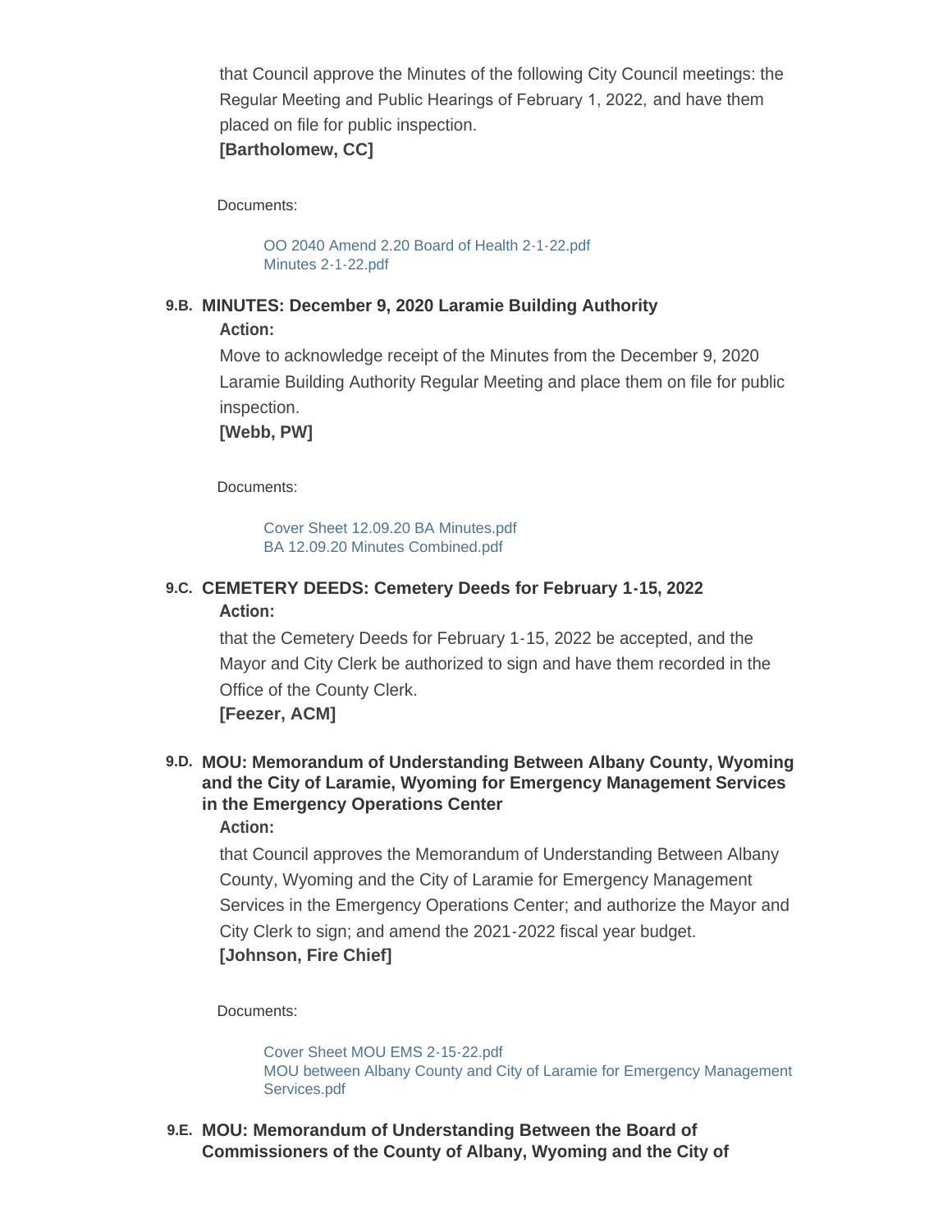that Council approve the Minutes of the following City Council meetings: the Regular Meeting and Public Hearings of February 1, 2022, and have them placed on file for public inspection.
**[Bartholomew, CC]**

Documents:

OO 2040 Amend 2.20 Board of Health 2-1-22.pdf
Minutes 2-1-22.pdf

### 9.B. MINUTES: December 9, 2020 Laramie Building Authority

**Action:**

Move to acknowledge receipt of the Minutes from the December 9, 2020 Laramie Building Authority Regular Meeting and place them on file for public inspection.
**[Webb, PW]**

Documents:

Cover Sheet 12.09.20 BA Minutes.pdf
BA 12.09.20 Minutes Combined.pdf

### 9.C. CEMETERY DEEDS: Cemetery Deeds for February 1-15, 2022

**Action:**

that the Cemetery Deeds for February 1-15, 2022 be accepted, and the Mayor and City Clerk be authorized to sign and have them recorded in the Office of the County Clerk.
**[Feezer, ACM]**

### 9.D. MOU: Memorandum of Understanding Between Albany County, Wyoming and the City of Laramie, Wyoming for Emergency Management Services in the Emergency Operations Center

**Action:**

that Council approves the Memorandum of Understanding Between Albany County, Wyoming and the City of Laramie for Emergency Management Services in the Emergency Operations Center; and authorize the Mayor and City Clerk to sign; and amend the 2021-2022 fiscal year budget.
**[Johnson, Fire Chief]**

Documents:

Cover Sheet MOU EMS 2-15-22.pdf
MOU between Albany County and City of Laramie for Emergency Management Services.pdf

### 9.E. MOU: Memorandum of Understanding Between the Board of Commissioners of the County of Albany, Wyoming and the City of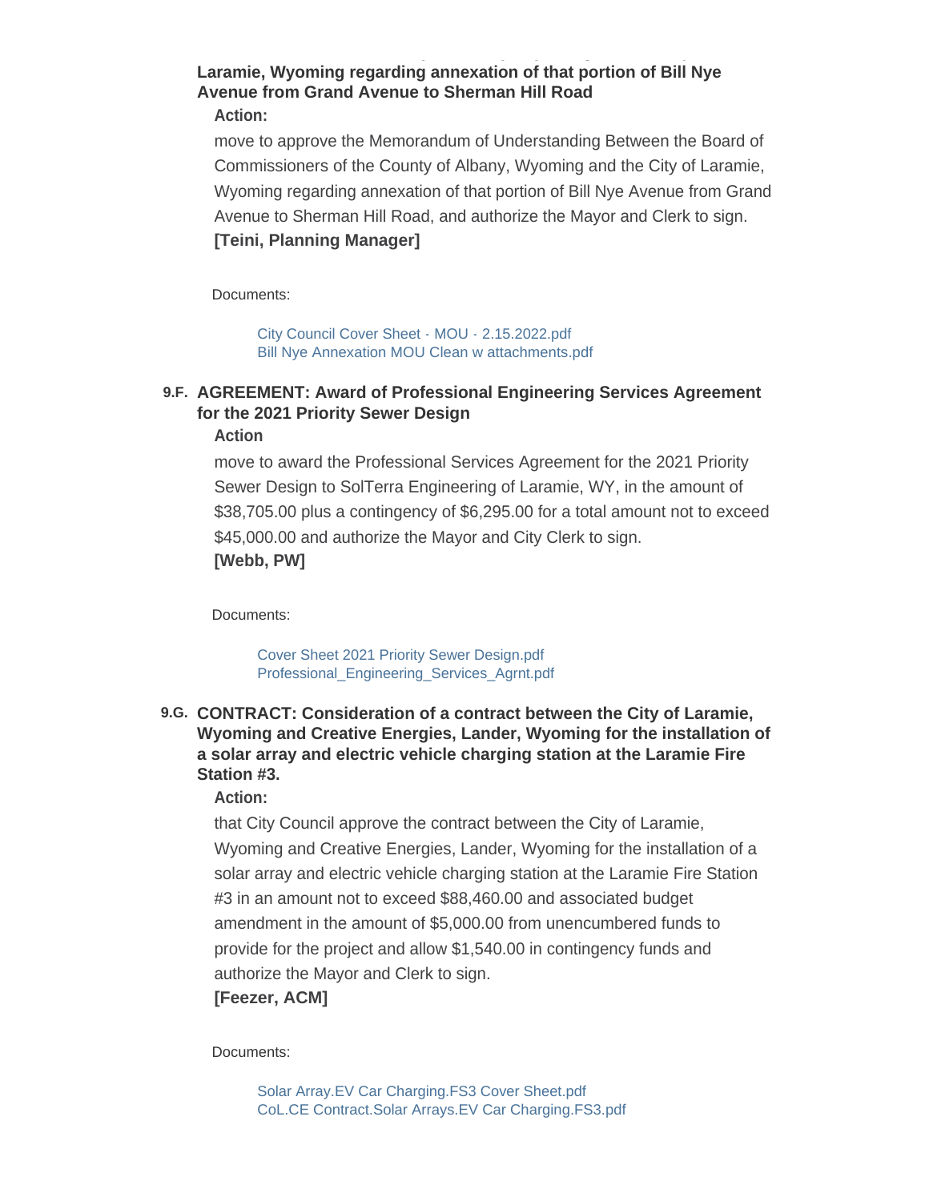**Laramie, Wyoming regarding annexation of that portion of Bill Nye Avenue from Grand Avenue to Sherman Hill Road**

**Action:**

move to approve the Memorandum of Understanding Between the Board of Commissioners of the County of Albany, Wyoming and the City of Laramie, Wyoming regarding annexation of that portion of Bill Nye Avenue from Grand Avenue to Sherman Hill Road, and authorize the Mayor and Clerk to sign.

**[Teini, Planning Manager]**

Documents:

City Council Cover Sheet - MOU - 2.15.2022.pdf
Bill Nye Annexation MOU Clean w attachments.pdf

### 9.F. AGREEMENT: Award of Professional Engineering Services Agreement for the 2021 Priority Sewer Design

**Action**

move to award the Professional Services Agreement for the 2021 Priority Sewer Design to SolTerra Engineering of Laramie, WY, in the amount of $38,705.00 plus a contingency of $6,295.00 for a total amount not to exceed $45,000.00 and authorize the Mayor and City Clerk to sign.

**[Webb, PW]**

Documents:

Cover Sheet 2021 Priority Sewer Design.pdf
Professional_Engineering_Services_Agrnt.pdf

### 9.G. CONTRACT: Consideration of a contract between the City of Laramie, Wyoming and Creative Energies, Lander, Wyoming for the installation of a solar array and electric vehicle charging station at the Laramie Fire Station #3.

**Action:**

that City Council approve the contract between the City of Laramie, Wyoming and Creative Energies, Lander, Wyoming for the installation of a solar array and electric vehicle charging station at the Laramie Fire Station #3 in an amount not to exceed $88,460.00 and associated budget amendment in the amount of $5,000.00 from unencumbered funds to provide for the project and allow $1,540.00 in contingency funds and authorize the Mayor and Clerk to sign.

**[Feezer, ACM]**

Documents:

Solar Array.EV Car Charging.FS3 Cover Sheet.pdf
CoL.CE Contract.Solar Arrays.EV Car Charging.FS3.pdf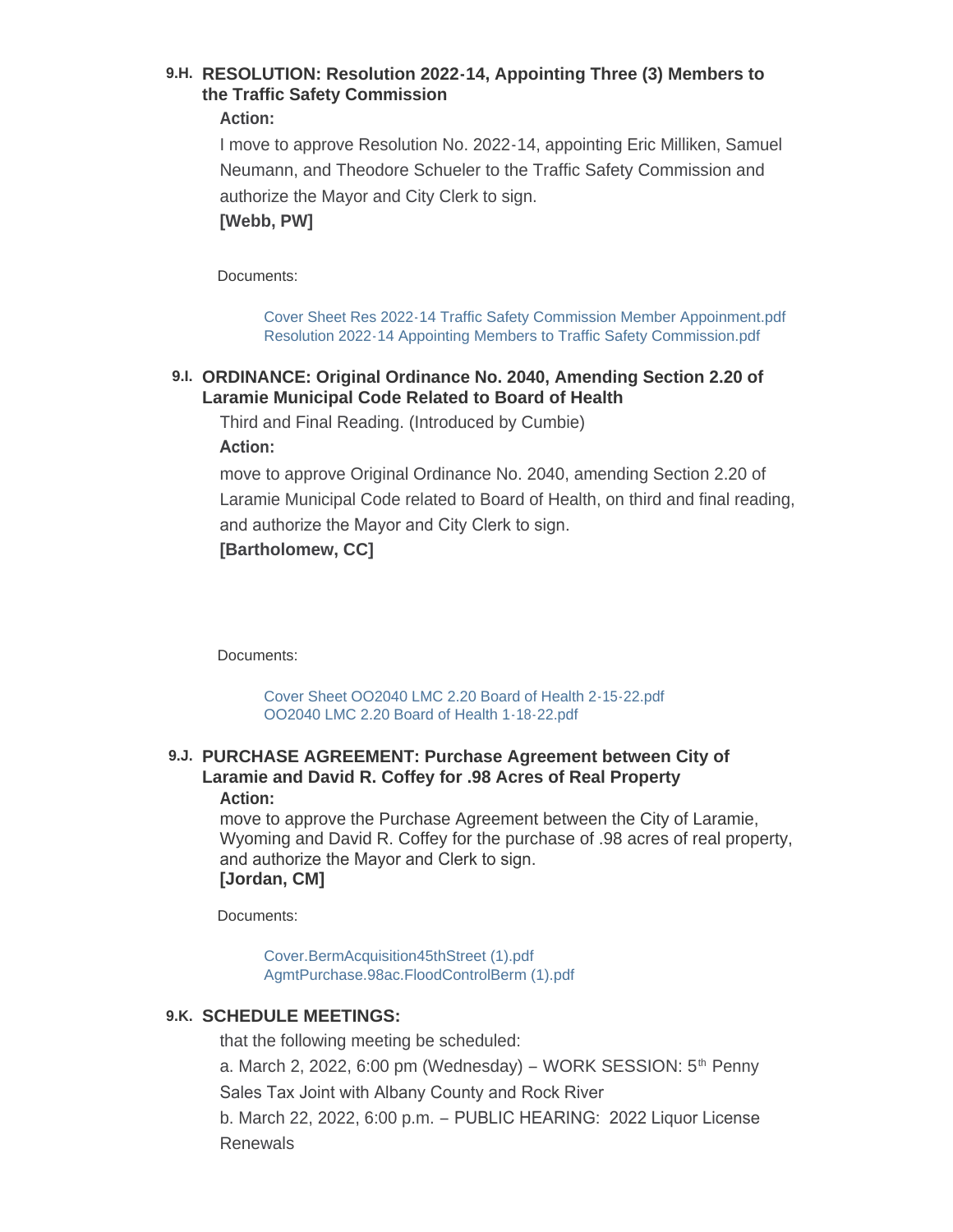### 9.H. RESOLUTION: Resolution 2022-14, Appointing Three (3) Members to the Traffic Safety Commission

**Action:**

I move to approve Resolution No. 2022-14, appointing Eric Milliken, Samuel Neumann, and Theodore Schueler to the Traffic Safety Commission and authorize the Mayor and City Clerk to sign.

**[Webb, PW]**

Documents:

Cover Sheet Res 2022-14 Traffic Safety Commission Member Appoinment.pdf
Resolution 2022-14 Appointing Members to Traffic Safety Commission.pdf

### 9.I. ORDINANCE: Original Ordinance No. 2040, Amending Section 2.20 of Laramie Municipal Code Related to Board of Health

Third and Final Reading. (Introduced by Cumbie)

**Action:**

move to approve Original Ordinance No. 2040, amending Section 2.20 of Laramie Municipal Code related to Board of Health, on third and final reading, and authorize the Mayor and City Clerk to sign.

**[Bartholomew, CC]**

Documents:

Cover Sheet OO2040 LMC 2.20 Board of Health 2-15-22.pdf
OO2040 LMC 2.20 Board of Health 1-18-22.pdf

### 9.J. PURCHASE AGREEMENT: Purchase Agreement between City of Laramie and David R. Coffey for .98 Acres of Real Property

**Action:**

move to approve the Purchase Agreement between the City of Laramie, Wyoming and David R. Coffey for the purchase of .98 acres of real property, and authorize the Mayor and Clerk to sign.

**[Jordan, CM]**

Documents:

Cover.BermAcquisition45thStreet (1).pdf
AgmtPurchase.98ac.FloodControlBerm (1).pdf

### 9.K. SCHEDULE MEETINGS:

that the following meeting be scheduled:

a. March 2, 2022, 6:00 pm (Wednesday) – WORK SESSION: 5th Penny Sales Tax Joint with Albany County and Rock River

b. March 22, 2022, 6:00 p.m. – PUBLIC HEARING: 2022 Liquor License Renewals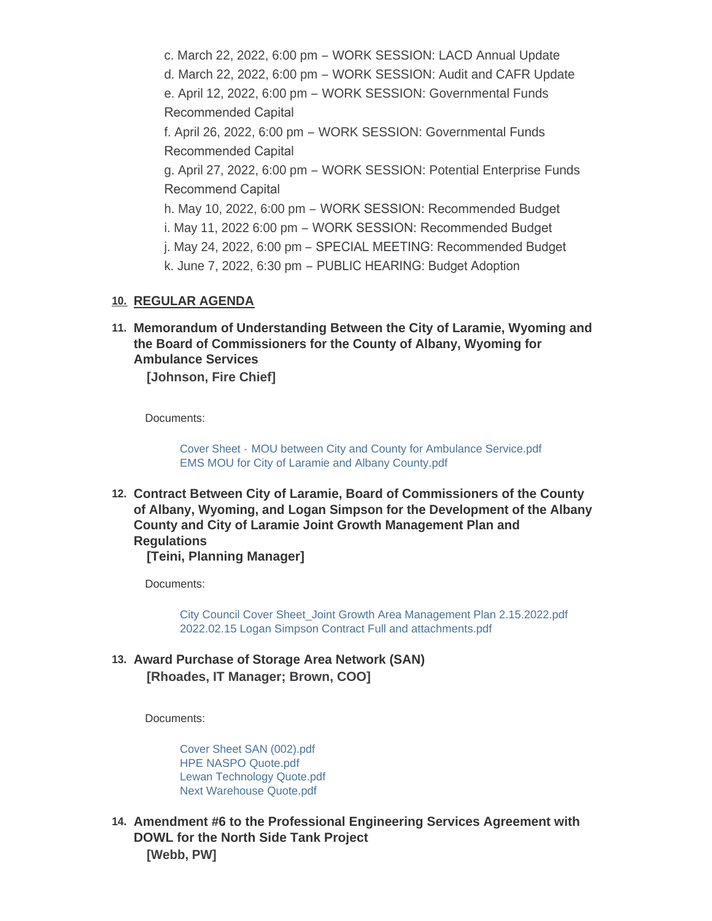c. March 22, 2022, 6:00 pm – WORK SESSION: LACD Annual Update
d. March 22, 2022, 6:00 pm – WORK SESSION: Audit and CAFR Update
e. April 12, 2022, 6:00 pm – WORK SESSION: Governmental Funds Recommended Capital
f. April 26, 2022, 6:00 pm – WORK SESSION: Governmental Funds Recommended Capital
g. April 27, 2022, 6:00 pm – WORK SESSION: Potential Enterprise Funds Recommend Capital
h. May 10, 2022, 6:00 pm – WORK SESSION: Recommended Budget
i. May 11, 2022 6:00 pm – WORK SESSION: Recommended Budget
j. May 24, 2022, 6:00 pm – SPECIAL MEETING: Recommended Budget
k. June 7, 2022, 6:30 pm – PUBLIC HEARING: Budget Adoption

## 10. REGULAR AGENDA

### 11. Memorandum of Understanding Between the City of Laramie, Wyoming and the Board of Commissioners for the County of Albany, Wyoming for Ambulance Services

**[Johnson, Fire Chief]**

Documents:

Cover Sheet - MOU between City and County for Ambulance Service.pdf
EMS MOU for City of Laramie and Albany County.pdf

### 12. Contract Between City of Laramie, Board of Commissioners of the County of Albany, Wyoming, and Logan Simpson for the Development of the Albany County and City of Laramie Joint Growth Management Plan and Regulations

**[Teini, Planning Manager]**

Documents:

City Council Cover Sheet_Joint Growth Area Management Plan 2.15.2022.pdf
2022.02.15 Logan Simpson Contract Full and attachments.pdf

### 13. Award Purchase of Storage Area Network (SAN)

**[Rhoades, IT Manager; Brown, COO]**

Documents:

Cover Sheet SAN (002).pdf
HPE NASPO Quote.pdf
Lewan Technology Quote.pdf
Next Warehouse Quote.pdf

### 14. Amendment #6 to the Professional Engineering Services Agreement with DOWL for the North Side Tank Project

**[Webb, PW]**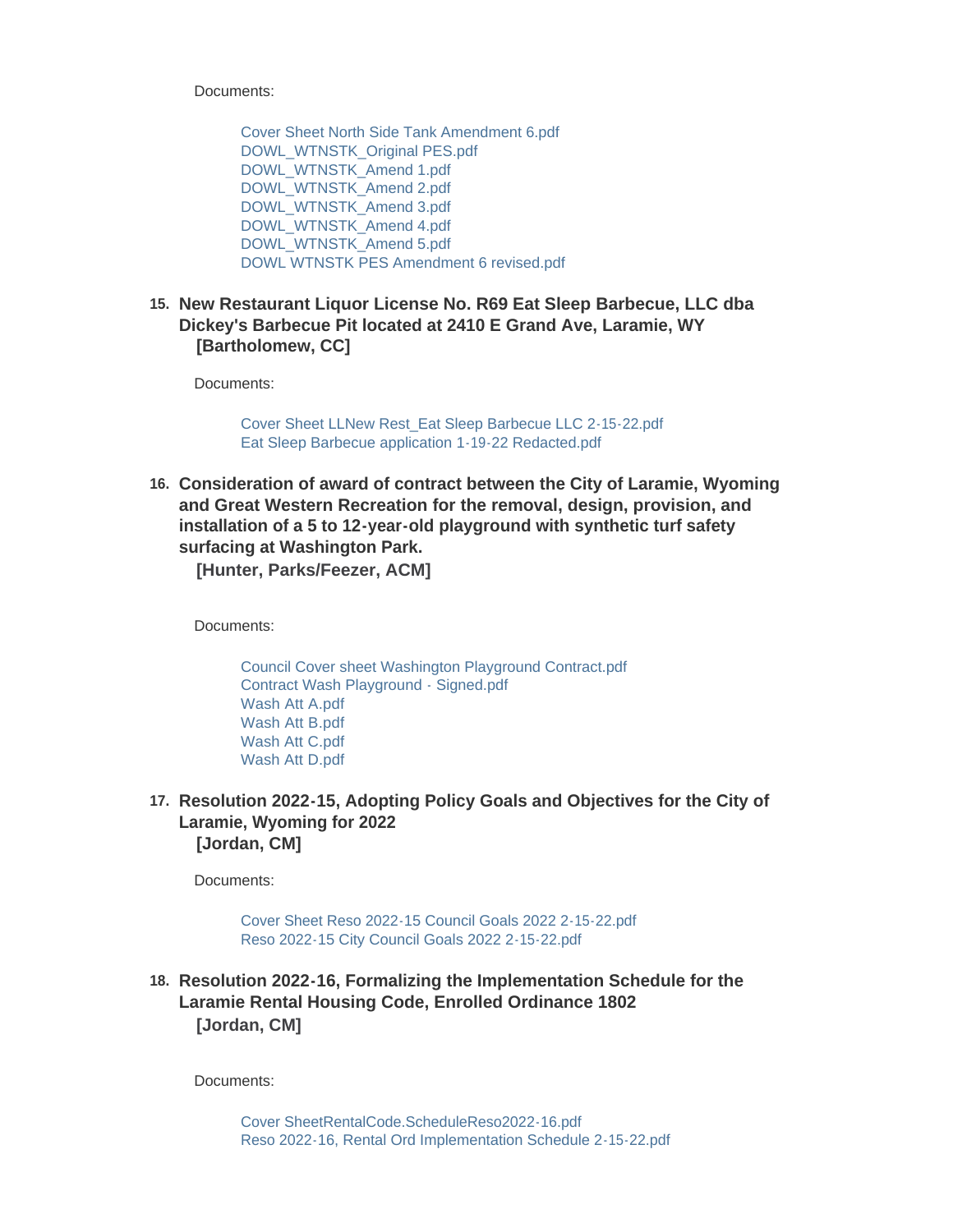Documents:

- Cover Sheet North Side Tank Amendment 6.pdf
- DOWL_WTNSTK_Original PES.pdf
- DOWL_WTNSTK_Amend 1.pdf
- DOWL_WTNSTK_Amend 2.pdf
- DOWL_WTNSTK_Amend 3.pdf
- DOWL_WTNSTK_Amend 4.pdf
- DOWL_WTNSTK_Amend 5.pdf
- DOWL WTNSTK PES Amendment 6 revised.pdf

### 15. New Restaurant Liquor License No. R69 Eat Sleep Barbecue, LLC dba Dickey's Barbecue Pit located at 2410 E Grand Ave, Laramie, WY

**[Bartholomew, CC]**

Documents:

- Cover Sheet LLNew Rest_Eat Sleep Barbecue LLC 2-15-22.pdf
- Eat Sleep Barbecue application 1-19-22 Redacted.pdf

### 16. Consideration of award of contract between the City of Laramie, Wyoming and Great Western Recreation for the removal, design, provision, and installation of a 5 to 12-year-old playground with synthetic turf safety surfacing at Washington Park.

**[Hunter, Parks/Feezer, ACM]**

Documents:

- Council Cover sheet Washington Playground Contract.pdf
- Contract Wash Playground - Signed.pdf
- Wash Att A.pdf
- Wash Att B.pdf
- Wash Att C.pdf
- Wash Att D.pdf

### 17. Resolution 2022-15, Adopting Policy Goals and Objectives for the City of Laramie, Wyoming for 2022

**[Jordan, CM]**

Documents:

- Cover Sheet Reso 2022-15 Council Goals 2022 2-15-22.pdf
- Reso 2022-15 City Council Goals 2022 2-15-22.pdf

### 18. Resolution 2022-16, Formalizing the Implementation Schedule for the Laramie Rental Housing Code, Enrolled Ordinance 1802

**[Jordan, CM]**

Documents:

- Cover SheetRentalCode.ScheduleReso2022-16.pdf
- Reso 2022-16, Rental Ord Implementation Schedule 2-15-22.pdf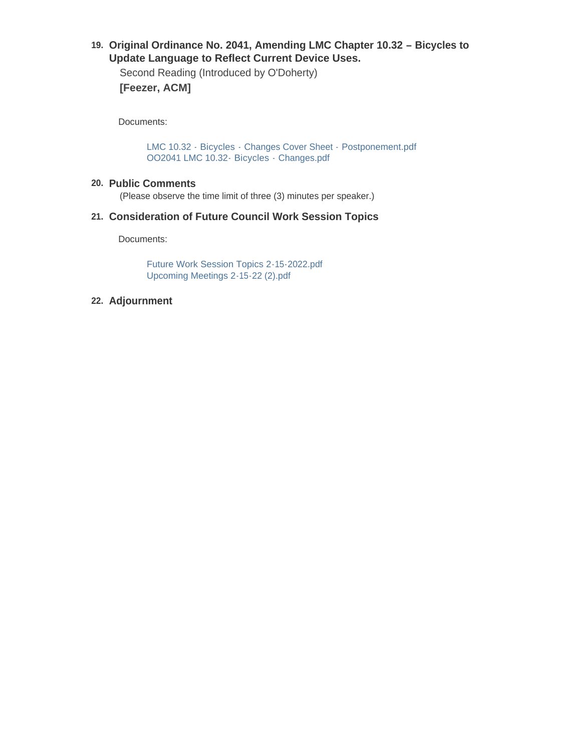**19. Original Ordinance No. 2041, Amending LMC Chapter 10.32 – Bicycles to Update Language to Reflect Current Device Uses.**

Second Reading (Introduced by O'Doherty)

**[Feezer, ACM]**

Documents:

- LMC 10.32 - Bicycles - Changes Cover Sheet - Postponement.pdf
- OO2041 LMC 10.32- Bicycles - Changes.pdf

**20. Public Comments**

(Please observe the time limit of three (3) minutes per speaker.)

**21. Consideration of Future Council Work Session Topics**

Documents:

- Future Work Session Topics 2-15-2022.pdf
- Upcoming Meetings 2-15-22 (2).pdf

**22. Adjournment**